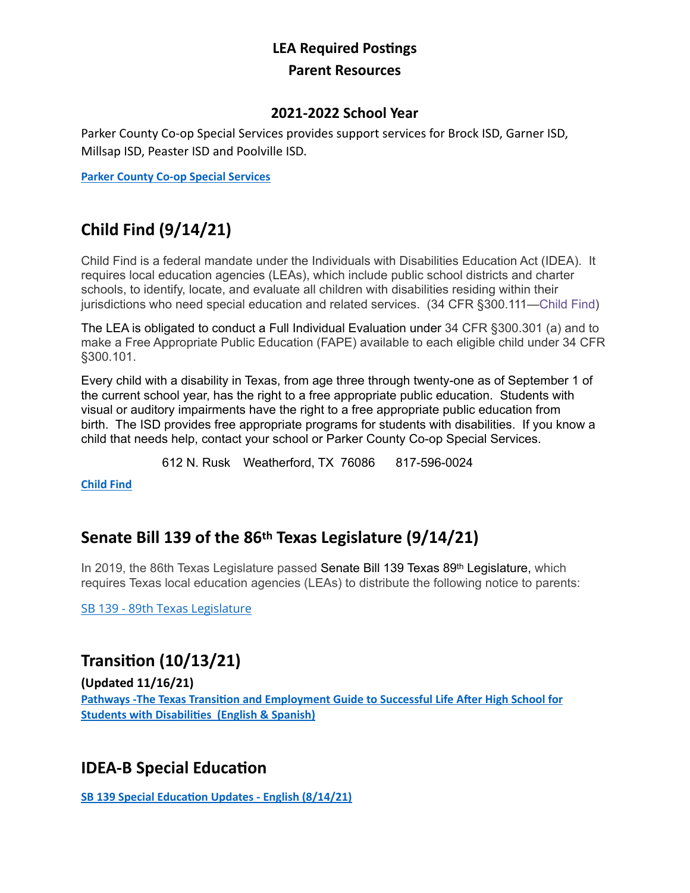# LEA Required Postings

# Parent Resources

### 2021-2022 School Year

Parker County Co-op Special Services provides support services for Brock ISD, Garner ISD, Millsap ISD, Peaster ISD and Poolville ISD.

**Parker County Co-op Special Services**

## Child Find (9/14/21)

Child Find is a federal mandate under the Individuals with Disabilities Education Act (IDEA). It requires local education agencies (LEAs), which include public school districts and charter schools, to identify, locate, and evaluate all children with disabilities residing within their jurisdictions who need special education and related services. (34 CFR §300.111—Child Find)

The LEA is obligated to conduct a Full Individual Evaluation under 34 CFR §300.301 (a) and to make a Free Appropriate Public Education (FAPE) available to each eligible child under 34 CFR §300.101.

Every child with a disability in Texas, from age three through twenty-one as of September 1 of the current school year, has the right to a free appropriate public education. Students with visual or auditory impairments have the right to a free appropriate public education from birth. The ISD provides free appropriate programs for students with disabilities. If you know a child that needs help, contact your school or Parker County Co-op Special Services.

612 N. Rusk Weatherford, TX 76086 817-596-0024

**Child Find**

## Senate Bill 139 of the 86th Texas Legislature (9/14/21)

In 2019, the 86th Texas Legislature passed Senate Bill 139 Texas 89th Legislature, which requires Texas local education agencies (LEAs) to distribute the following notice to parents:

SB 139 - 89th Texas Legislature

## Transition (10/13/21)

**(Updated 11/16/21)**

**Pathways -The Texas Transition and Employment Guide to Successful Life After High School for Students with Disabilities (English & Spanish)**

## IDEA-B Special Education

**SB 139 Special Education Updates - English (8/14/21)**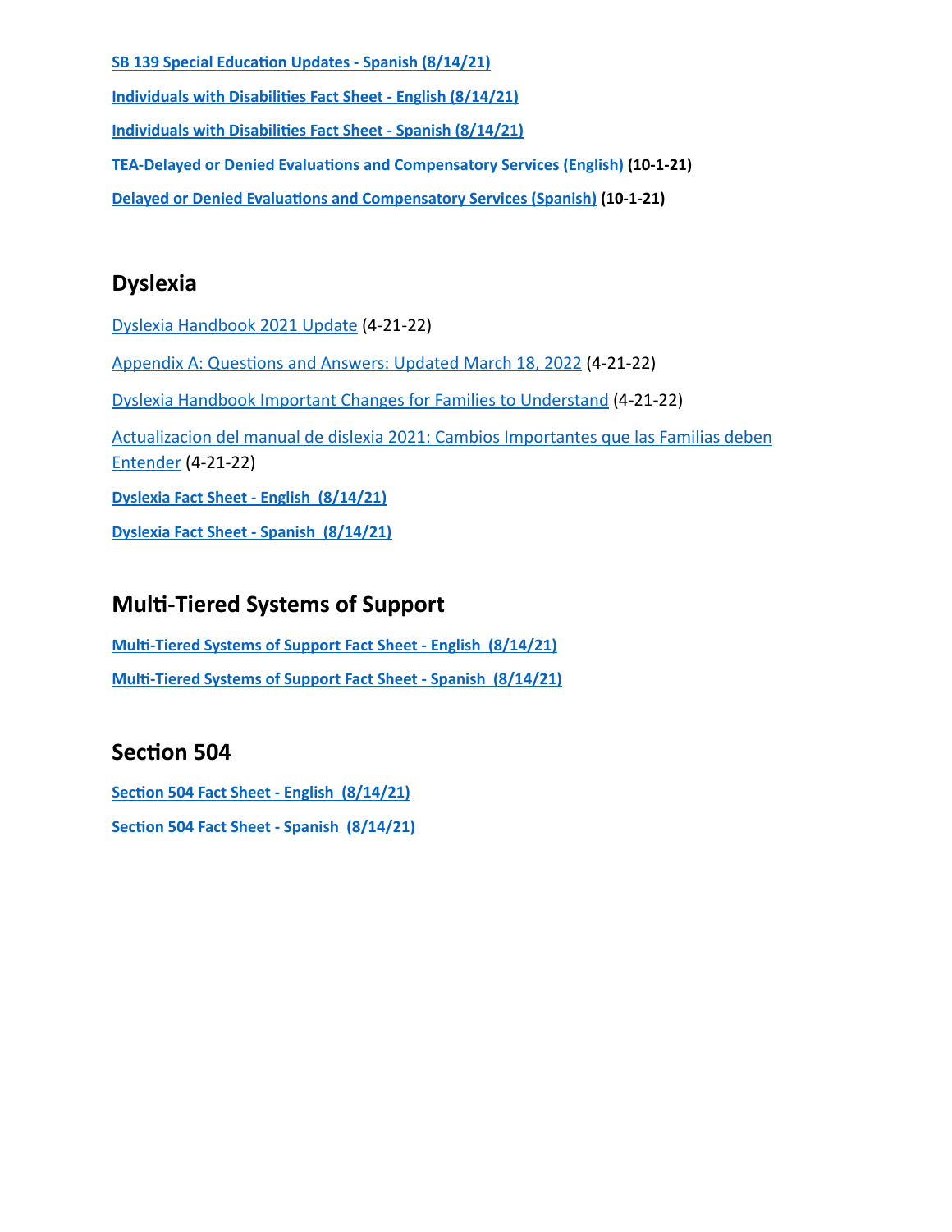**SB 139 Special Education Updates - Spanish (8/14/21)**

**Individuals with Disabilities Fact Sheet - English (8/14/21)**

**Individuals with Disabilities Fact Sheet - Spanish (8/14/21)**

**TEA-Delayed or Denied Evaluations and Compensatory Services (English) (10-1-21)**

**Delayed or Denied Evaluations and Compensatory Services (Spanish) (10-1-21)**

## Dyslexia

Dyslexia Handbook 2021 Update (4-21-22)

Appendix A: Questions and Answers: Updated March 18, 2022 (4-21-22)

Dyslexia Handbook Important Changes for Families to Understand (4-21-22)

Actualizacion del manual de dislexia 2021: Cambios Importantes que las Familias deben Entender (4-21-22)

**Dyslexia Fact Sheet - English (8/14/21)**

**Dyslexia Fact Sheet - Spanish (8/14/21)**

## Multi-Tiered Systems of Support

**Multi-Tiered Systems of Support Fact Sheet - English (8/14/21)**

**Multi-Tiered Systems of Support Fact Sheet - Spanish (8/14/21)**

## Section 504

**Section 504 Fact Sheet - English (8/14/21)**

**Section 504 Fact Sheet - Spanish (8/14/21)**